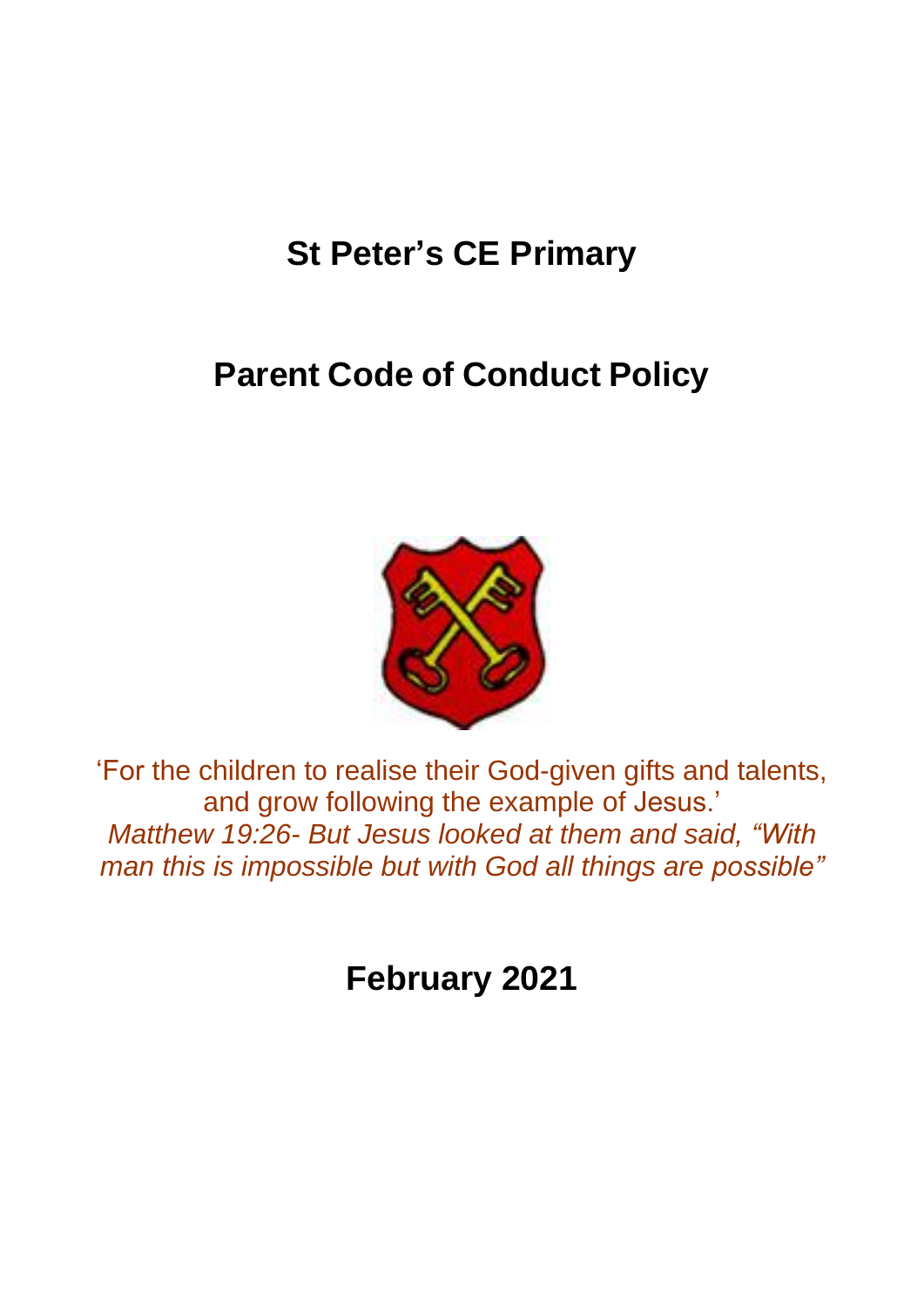# St Peter's CE Primary

# Parent Code of Conduct Policy

'For the children to realise their God-given gifts and talents, and grow following the example of Jesus.'

*Matthew 19:26- But Jesus looked at them and said, "With man this is impossible but with God all things are possible"*

## February 2021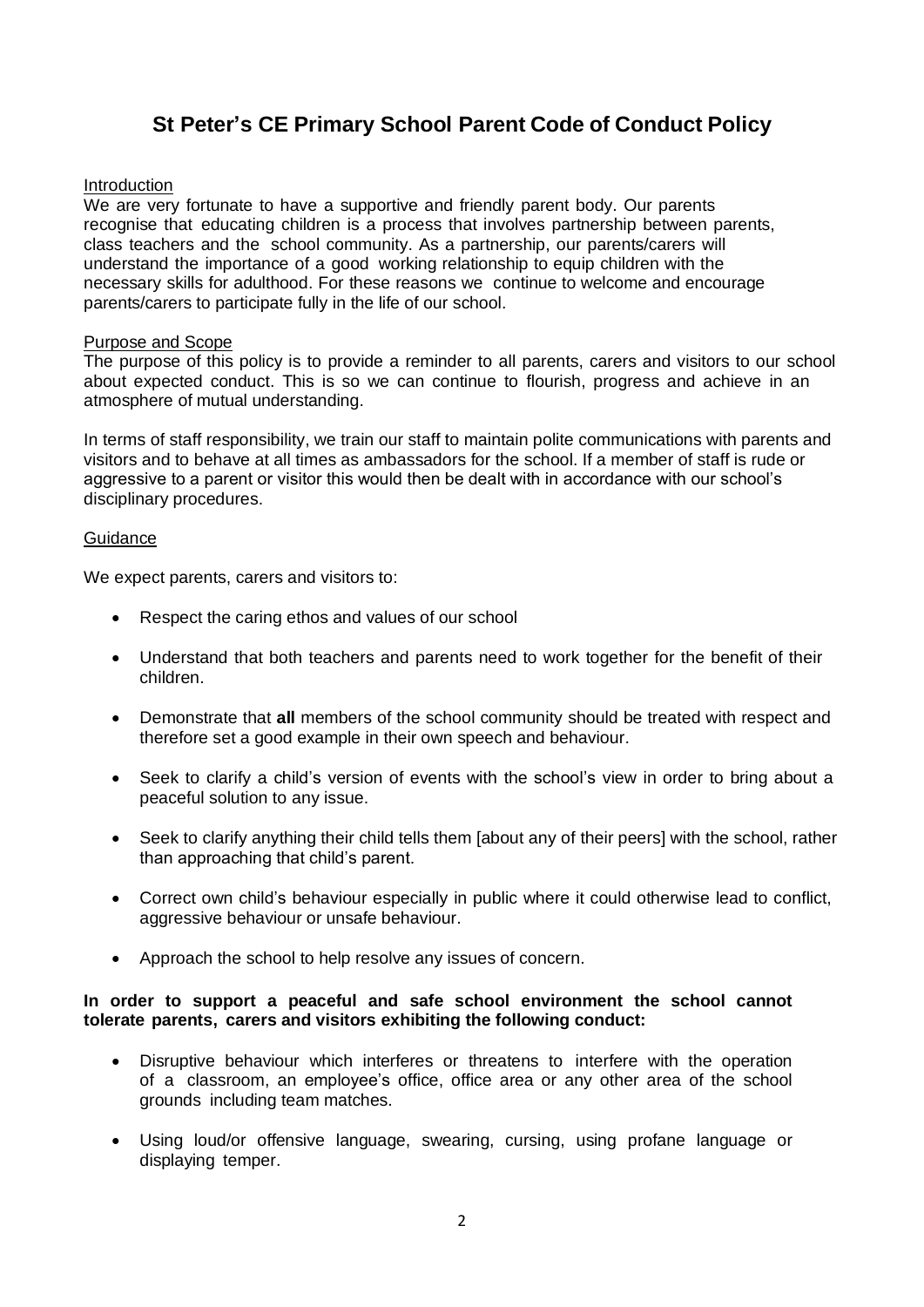# St Peter's CE Primary School Parent Code of Conduct Policy

## Introduction

We are very fortunate to have a supportive and friendly parent body. Our parents recognise that educating children is a process that involves partnership between parents, class teachers and the school community. As a partnership, our parents/carers will understand the importance of a good working relationship to equip children with the necessary skills for adulthood. For these reasons we continue to welcome and encourage parents/carers to participate fully in the life of our school.

## Purpose and Scope

The purpose of this policy is to provide a reminder to all parents, carers and visitors to our school about expected conduct. This is so we can continue to flourish, progress and achieve in an atmosphere of mutual understanding.

In terms of staff responsibility, we train our staff to maintain polite communications with parents and visitors and to behave at all times as ambassadors for the school. If a member of staff is rude or aggressive to a parent or visitor this would then be dealt with in accordance with our school's disciplinary procedures.

## Guidance

We expect parents, carers and visitors to:

- Respect the caring ethos and values of our school
- Understand that both teachers and parents need to work together for the benefit of their children.
- Demonstrate that **all** members of the school community should be treated with respect and therefore set a good example in their own speech and behaviour.
- Seek to clarify a child's version of events with the school's view in order to bring about a peaceful solution to any issue.
- Seek to clarify anything their child tells them [about any of their peers] with the school, rather than approaching that child's parent.
- Correct own child's behaviour especially in public where it could otherwise lead to conflict, aggressive behaviour or unsafe behaviour.
- Approach the school to help resolve any issues of concern.

**In order to support a peaceful and safe school environment the school cannot tolerate parents, carers and visitors exhibiting the following conduct:**

- Disruptive behaviour which interferes or threatens to interfere with the operation of a classroom, an employee's office, office area or any other area of the school grounds including team matches.
- Using loud/or offensive language, swearing, cursing, using profane language or displaying temper.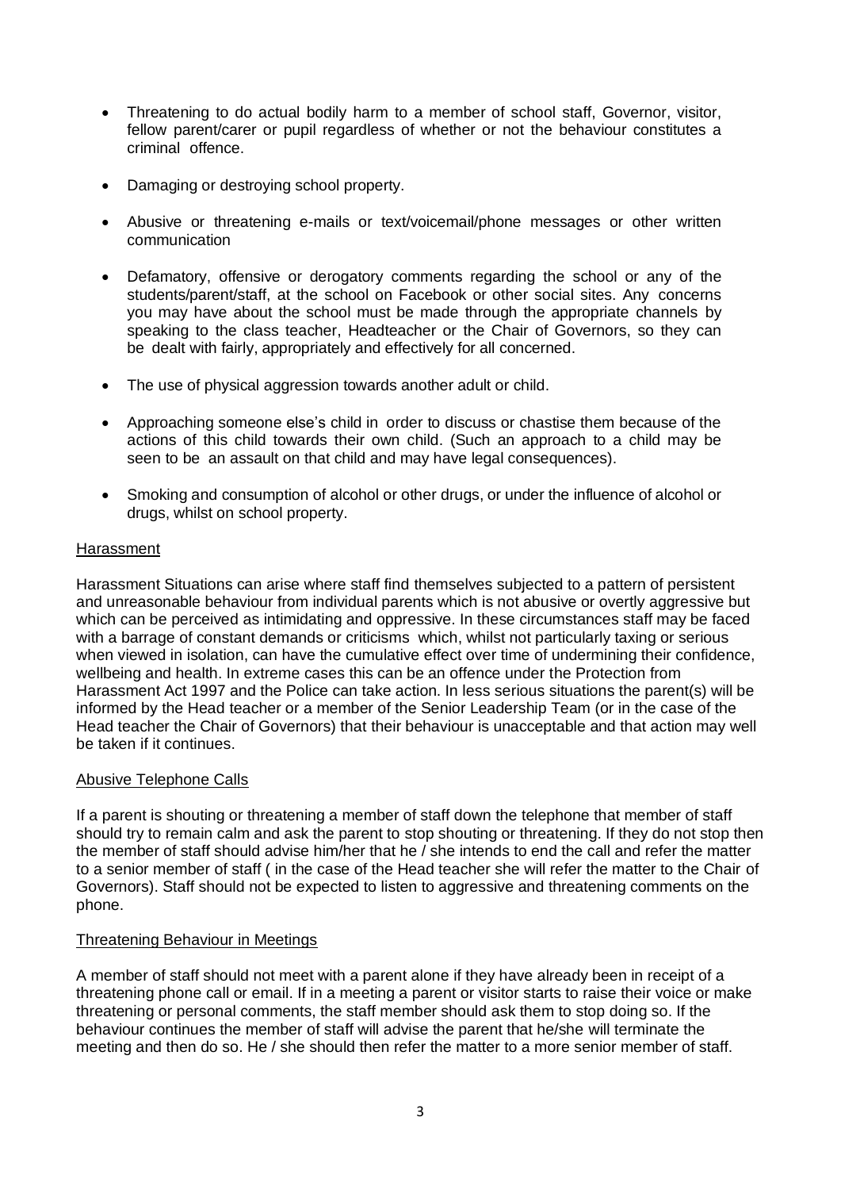- Threatening to do actual bodily harm to a member of school staff, Governor, visitor, fellow parent/carer or pupil regardless of whether or not the behaviour constitutes a criminal offence.

- Damaging or destroying school property.

- Abusive or threatening e-mails or text/voicemail/phone messages or other written communication

- Defamatory, offensive or derogatory comments regarding the school or any of the students/parent/staff, at the school on Facebook or other social sites. Any concerns you may have about the school must be made through the appropriate channels by speaking to the class teacher, Headteacher or the Chair of Governors, so they can be dealt with fairly, appropriately and effectively for all concerned.

- The use of physical aggression towards another adult or child.

- Approaching someone else's child in order to discuss or chastise them because of the actions of this child towards their own child. (Such an approach to a child may be seen to be an assault on that child and may have legal consequences).

- Smoking and consumption of alcohol or other drugs, or under the influence of alcohol or drugs, whilst on school property.

## Harassment

Harassment Situations can arise where staff find themselves subjected to a pattern of persistent and unreasonable behaviour from individual parents which is not abusive or overtly aggressive but which can be perceived as intimidating and oppressive. In these circumstances staff may be faced with a barrage of constant demands or criticisms which, whilst not particularly taxing or serious when viewed in isolation, can have the cumulative effect over time of undermining their confidence, wellbeing and health. In extreme cases this can be an offence under the Protection from Harassment Act 1997 and the Police can take action. In less serious situations the parent(s) will be informed by the Head teacher or a member of the Senior Leadership Team (or in the case of the Head teacher the Chair of Governors) that their behaviour is unacceptable and that action may well be taken if it continues.

## Abusive Telephone Calls

If a parent is shouting or threatening a member of staff down the telephone that member of staff should try to remain calm and ask the parent to stop shouting or threatening. If they do not stop then the member of staff should advise him/her that he / she intends to end the call and refer the matter to a senior member of staff ( in the case of the Head teacher she will refer the matter to the Chair of Governors). Staff should not be expected to listen to aggressive and threatening comments on the phone.

## Threatening Behaviour in Meetings

A member of staff should not meet with a parent alone if they have already been in receipt of a threatening phone call or email. If in a meeting a parent or visitor starts to raise their voice or make threatening or personal comments, the staff member should ask them to stop doing so. If the behaviour continues the member of staff will advise the parent that he/she will terminate the meeting and then do so. He / she should then refer the matter to a more senior member of staff.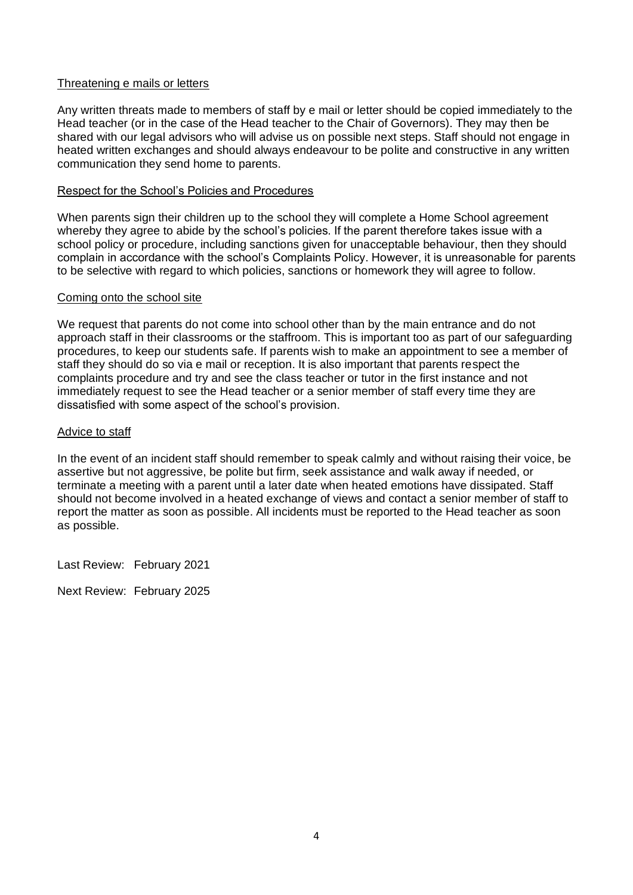Threatening e mails or letters

Any written threats made to members of staff by e mail or letter should be copied immediately to the Head teacher (or in the case of the Head teacher to the Chair of Governors). They may then be shared with our legal advisors who will advise us on possible next steps. Staff should not engage in heated written exchanges and should always endeavour to be polite and constructive in any written communication they send home to parents.

Respect for the School's Policies and Procedures

When parents sign their children up to the school they will complete a Home School agreement whereby they agree to abide by the school's policies. If the parent therefore takes issue with a school policy or procedure, including sanctions given for unacceptable behaviour, then they should complain in accordance with the school's Complaints Policy. However, it is unreasonable for parents to be selective with regard to which policies, sanctions or homework they will agree to follow.

Coming onto the school site

We request that parents do not come into school other than by the main entrance and do not approach staff in their classrooms or the staffroom. This is important too as part of our safeguarding procedures, to keep our students safe. If parents wish to make an appointment to see a member of staff they should do so via e mail or reception. It is also important that parents respect the complaints procedure and try and see the class teacher or tutor in the first instance and not immediately request to see the Head teacher or a senior member of staff every time they are dissatisfied with some aspect of the school's provision.

Advice to staff

In the event of an incident staff should remember to speak calmly and without raising their voice, be assertive but not aggressive, be polite but firm, seek assistance and walk away if needed, or terminate a meeting with a parent until a later date when heated emotions have dissipated. Staff should not become involved in a heated exchange of views and contact a senior member of staff to report the matter as soon as possible. All incidents must be reported to the Head teacher as soon as possible.

Last Review: February 2021

Next Review: February 2025